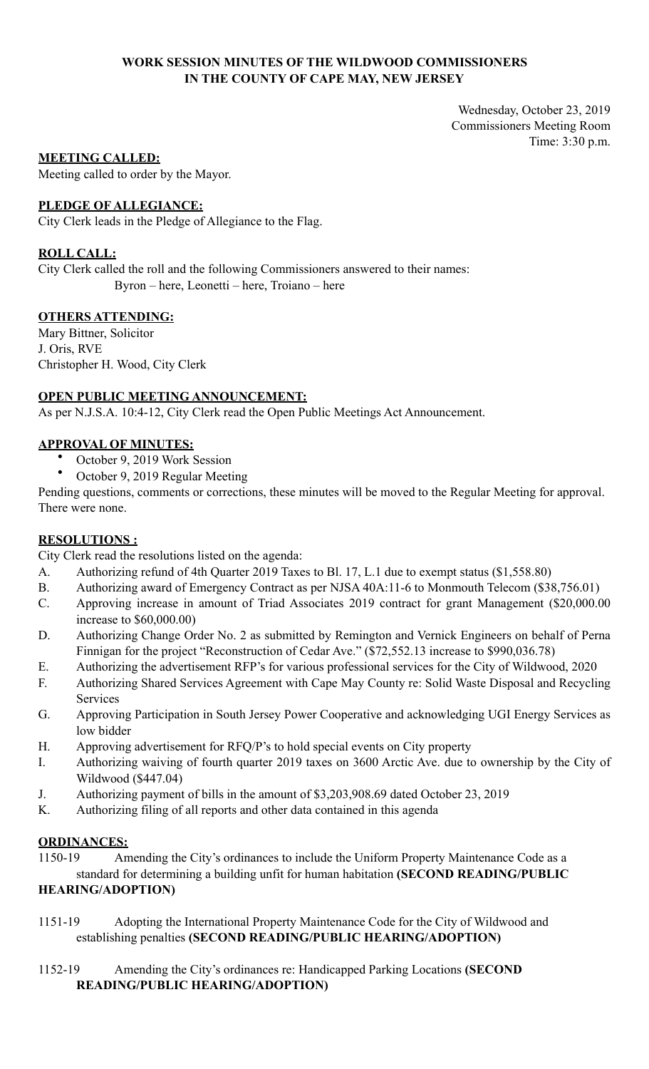**WORK SESSION MINUTES OF THE WILDWOOD COMMISSIONERS**
**IN THE COUNTY OF CAPE MAY, NEW JERSEY**

Wednesday, October 23, 2019
Commissioners Meeting Room
Time: 3:30 p.m.

**MEETING CALLED:**

Meeting called to order by the Mayor.

**PLEDGE OF ALLEGIANCE:**

City Clerk leads in the Pledge of Allegiance to the Flag.

**ROLL CALL:**

City Clerk called the roll and the following Commissioners answered to their names:
Byron – here, Leonetti – here, Troiano – here

**OTHERS ATTENDING:**

Mary Bittner, Solicitor
J. Oris, RVE
Christopher H. Wood, City Clerk

**OPEN PUBLIC MEETING ANNOUNCEMENT:**

As per N.J.S.A. 10:4-12, City Clerk read the Open Public Meetings Act Announcement.

**APPROVAL OF MINUTES:**

- October 9, 2019 Work Session
- October 9, 2019 Regular Meeting

Pending questions, comments or corrections, these minutes will be moved to the Regular Meeting for approval. There were none.

**RESOLUTIONS :**

City Clerk read the resolutions listed on the agenda:

A. Authorizing refund of 4th Quarter 2019 Taxes to Bl. 17, L.1 due to exempt status ($1,558.80)
B. Authorizing award of Emergency Contract as per NJSA 40A:11-6 to Monmouth Telecom ($38,756.01)
C. Approving increase in amount of Triad Associates 2019 contract for grant Management ($20,000.00 increase to $60,000.00)
D. Authorizing Change Order No. 2 as submitted by Remington and Vernick Engineers on behalf of Perna Finnigan for the project "Reconstruction of Cedar Ave." ($72,552.13 increase to $990,036.78)
E. Authorizing the advertisement RFP's for various professional services for the City of Wildwood, 2020
F. Authorizing Shared Services Agreement with Cape May County re: Solid Waste Disposal and Recycling Services
G. Approving Participation in South Jersey Power Cooperative and acknowledging UGI Energy Services as low bidder
H. Approving advertisement for RFQ/P's to hold special events on City property
I. Authorizing waiving of fourth quarter 2019 taxes on 3600 Arctic Ave. due to ownership by the City of Wildwood ($447.04)
J. Authorizing payment of bills in the amount of $3,203,908.69 dated October 23, 2019
K. Authorizing filing of all reports and other data contained in this agenda

**ORDINANCES:**

1150-19 Amending the City's ordinances to include the Uniform Property Maintenance Code as a standard for determining a building unfit for human habitation **(SECOND READING/PUBLIC HEARING/ADOPTION)**

1151-19 Adopting the International Property Maintenance Code for the City of Wildwood and establishing penalties **(SECOND READING/PUBLIC HEARING/ADOPTION)**

1152-19 Amending the City's ordinances re: Handicapped Parking Locations **(SECOND READING/PUBLIC HEARING/ADOPTION)**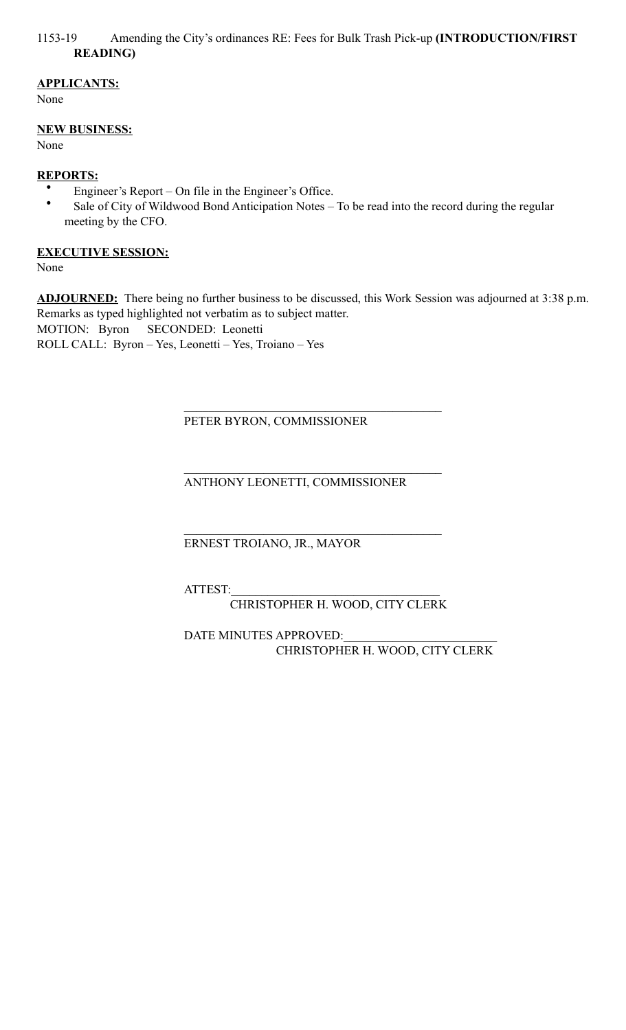1153-19 Amending the City's ordinances RE: Fees for Bulk Trash Pick-up **(INTRODUCTION/FIRST READING)**

**APPLICANTS:**
None

**NEW BUSINESS:**
None

**REPORTS:**

- Engineer's Report – On file in the Engineer's Office.
- Sale of City of Wildwood Bond Anticipation Notes – To be read into the record during the regular meeting by the CFO.

**EXECUTIVE SESSION:**
None

**ADJOURNED:** There being no further business to be discussed, this Work Session was adjourned at 3:38 p.m.
Remarks as typed highlighted not verbatim as to subject matter.
MOTION: Byron SECONDED: Leonetti
ROLL CALL: Byron – Yes, Leonetti – Yes, Troiano – Yes

\_\_\_\_\_\_\_\_\_\_\_\_\_\_\_\_\_\_\_\_\_\_\_\_\_\_\_\_\_\_\_\_\_\_\_\_\_\_\_\_
PETER BYRON, COMMISSIONER

\_\_\_\_\_\_\_\_\_\_\_\_\_\_\_\_\_\_\_\_\_\_\_\_\_\_\_\_\_\_\_\_\_\_\_\_\_\_\_\_
ANTHONY LEONETTI, COMMISSIONER

\_\_\_\_\_\_\_\_\_\_\_\_\_\_\_\_\_\_\_\_\_\_\_\_\_\_\_\_\_\_\_\_\_\_\_\_\_\_\_\_
ERNEST TROIANO, JR., MAYOR

ATTEST:\_\_\_\_\_\_\_\_\_\_\_\_\_\_\_\_\_\_\_\_\_\_\_\_\_\_\_\_\_\_\_\_\_
CHRISTOPHER H. WOOD, CITY CLERK

DATE MINUTES APPROVED:\_\_\_\_\_\_\_\_\_\_\_\_\_\_\_\_\_\_\_\_\_\_\_\_\_
CHRISTOPHER H. WOOD, CITY CLERK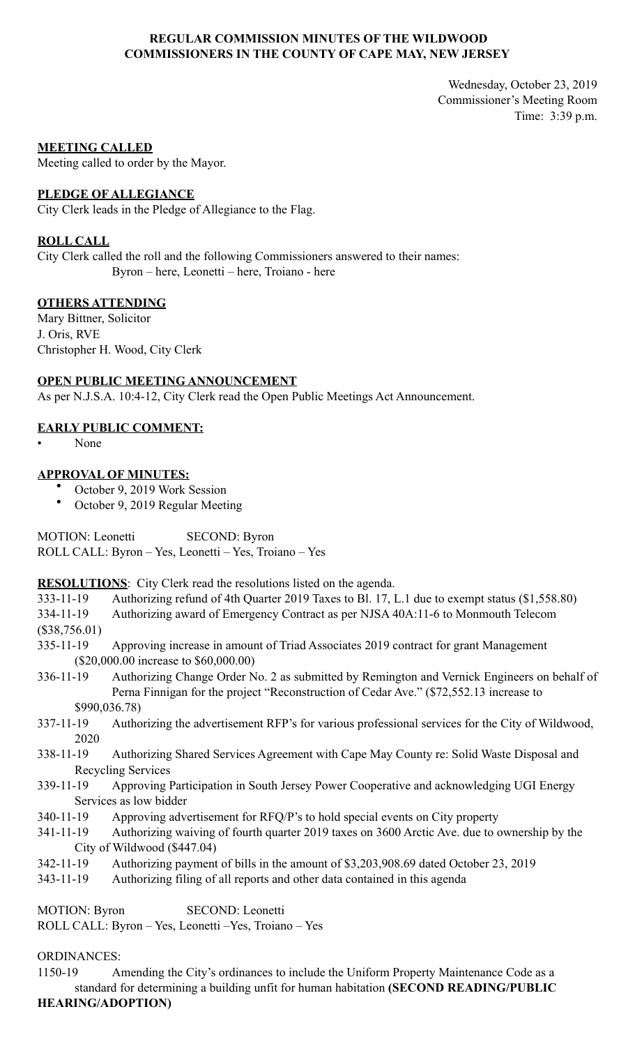**REGULAR COMMISSION MINUTES OF THE WILDWOOD COMMISSIONERS IN THE COUNTY OF CAPE MAY, NEW JERSEY**

Wednesday, October 23, 2019
Commissioner's Meeting Room
Time: 3:39 p.m.

**MEETING CALLED**

Meeting called to order by the Mayor.

**PLEDGE OF ALLEGIANCE**

City Clerk leads in the Pledge of Allegiance to the Flag.

**ROLL CALL**

City Clerk called the roll and the following Commissioners answered to their names:
Byron – here, Leonetti – here, Troiano - here

**OTHERS ATTENDING**

Mary Bittner, Solicitor
J. Oris, RVE
Christopher H. Wood, City Clerk

**OPEN PUBLIC MEETING ANNOUNCEMENT**

As per N.J.S.A. 10:4-12, City Clerk read the Open Public Meetings Act Announcement.

**EARLY PUBLIC COMMENT:**

- None

**APPROVAL OF MINUTES:**

- October 9, 2019 Work Session
- October 9, 2019 Regular Meeting

MOTION: Leonetti SECOND: Byron
ROLL CALL: Byron – Yes, Leonetti – Yes, Troiano – Yes

**RESOLUTIONS**: City Clerk read the resolutions listed on the agenda.

333-11-19 Authorizing refund of 4th Quarter 2019 Taxes to Bl. 17, L.1 due to exempt status ($1,558.80)

334-11-19 Authorizing award of Emergency Contract as per NJSA 40A:11-6 to Monmouth Telecom ($38,756.01)

335-11-19 Approving increase in amount of Triad Associates 2019 contract for grant Management ($20,000.00 increase to $60,000.00)

336-11-19 Authorizing Change Order No. 2 as submitted by Remington and Vernick Engineers on behalf of Perna Finnigan for the project "Reconstruction of Cedar Ave." ($72,552.13 increase to $990,036.78)

337-11-19 Authorizing the advertisement RFP's for various professional services for the City of Wildwood, 2020

338-11-19 Authorizing Shared Services Agreement with Cape May County re: Solid Waste Disposal and Recycling Services

339-11-19 Approving Participation in South Jersey Power Cooperative and acknowledging UGI Energy Services as low bidder

340-11-19 Approving advertisement for RFQ/P's to hold special events on City property

341-11-19 Authorizing waiving of fourth quarter 2019 taxes on 3600 Arctic Ave. due to ownership by the City of Wildwood ($447.04)

342-11-19 Authorizing payment of bills in the amount of $3,203,908.69 dated October 23, 2019

343-11-19 Authorizing filing of all reports and other data contained in this agenda

MOTION: Byron SECOND: Leonetti
ROLL CALL: Byron – Yes, Leonetti –Yes, Troiano – Yes

ORDINANCES:

1150-19 Amending the City's ordinances to include the Uniform Property Maintenance Code as a standard for determining a building unfit for human habitation **(SECOND READING/PUBLIC HEARING/ADOPTION)**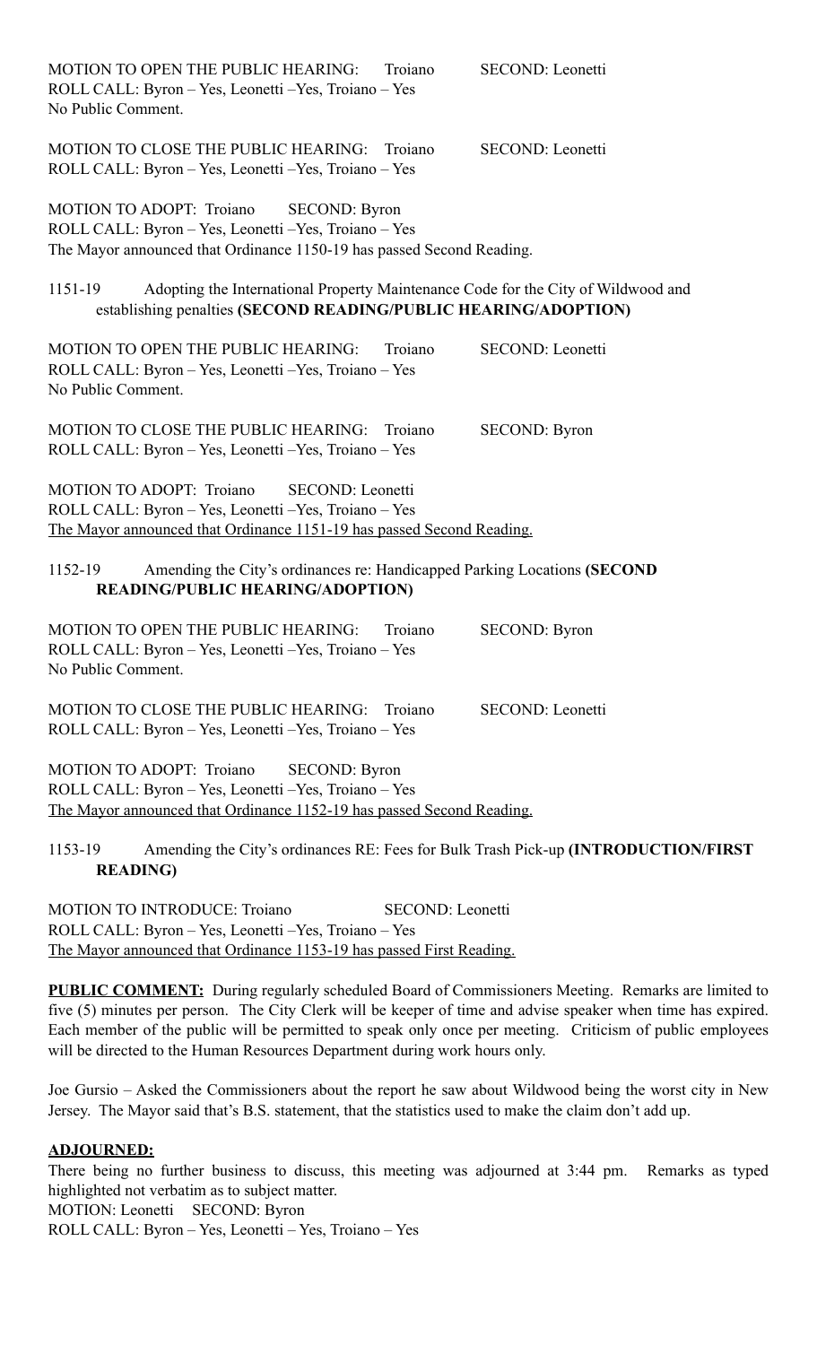MOTION TO OPEN THE PUBLIC HEARING: Troiano SECOND: Leonetti
ROLL CALL: Byron – Yes, Leonetti –Yes, Troiano – Yes
No Public Comment.

MOTION TO CLOSE THE PUBLIC HEARING: Troiano SECOND: Leonetti
ROLL CALL: Byron – Yes, Leonetti –Yes, Troiano – Yes

MOTION TO ADOPT: Troiano SECOND: Byron
ROLL CALL: Byron – Yes, Leonetti –Yes, Troiano – Yes
The Mayor announced that Ordinance 1150-19 has passed Second Reading.

1151-19 Adopting the International Property Maintenance Code for the City of Wildwood and establishing penalties **(SECOND READING/PUBLIC HEARING/ADOPTION)**

MOTION TO OPEN THE PUBLIC HEARING: Troiano SECOND: Leonetti
ROLL CALL: Byron – Yes, Leonetti –Yes, Troiano – Yes
No Public Comment.

MOTION TO CLOSE THE PUBLIC HEARING: Troiano SECOND: Byron
ROLL CALL: Byron – Yes, Leonetti –Yes, Troiano – Yes

MOTION TO ADOPT: Troiano SECOND: Leonetti
ROLL CALL: Byron – Yes, Leonetti –Yes, Troiano – Yes
The Mayor announced that Ordinance 1151-19 has passed Second Reading.

1152-19 Amending the City's ordinances re: Handicapped Parking Locations **(SECOND READING/PUBLIC HEARING/ADOPTION)**

MOTION TO OPEN THE PUBLIC HEARING: Troiano SECOND: Byron
ROLL CALL: Byron – Yes, Leonetti –Yes, Troiano – Yes
No Public Comment.

MOTION TO CLOSE THE PUBLIC HEARING: Troiano SECOND: Leonetti
ROLL CALL: Byron – Yes, Leonetti –Yes, Troiano – Yes

MOTION TO ADOPT: Troiano SECOND: Byron
ROLL CALL: Byron – Yes, Leonetti –Yes, Troiano – Yes
The Mayor announced that Ordinance 1152-19 has passed Second Reading.

1153-19 Amending the City's ordinances RE: Fees for Bulk Trash Pick-up **(INTRODUCTION/FIRST READING)**

MOTION TO INTRODUCE: Troiano SECOND: Leonetti
ROLL CALL: Byron – Yes, Leonetti –Yes, Troiano – Yes
The Mayor announced that Ordinance 1153-19 has passed First Reading.

**PUBLIC COMMENT:** During regularly scheduled Board of Commissioners Meeting. Remarks are limited to five (5) minutes per person. The City Clerk will be keeper of time and advise speaker when time has expired. Each member of the public will be permitted to speak only once per meeting. Criticism of public employees will be directed to the Human Resources Department during work hours only.

Joe Gursio – Asked the Commissioners about the report he saw about Wildwood being the worst city in New Jersey. The Mayor said that's B.S. statement, that the statistics used to make the claim don't add up.

**ADJOURNED:**

There being no further business to discuss, this meeting was adjourned at 3:44 pm. Remarks as typed highlighted not verbatim as to subject matter.
MOTION: Leonetti SECOND: Byron
ROLL CALL: Byron – Yes, Leonetti – Yes, Troiano – Yes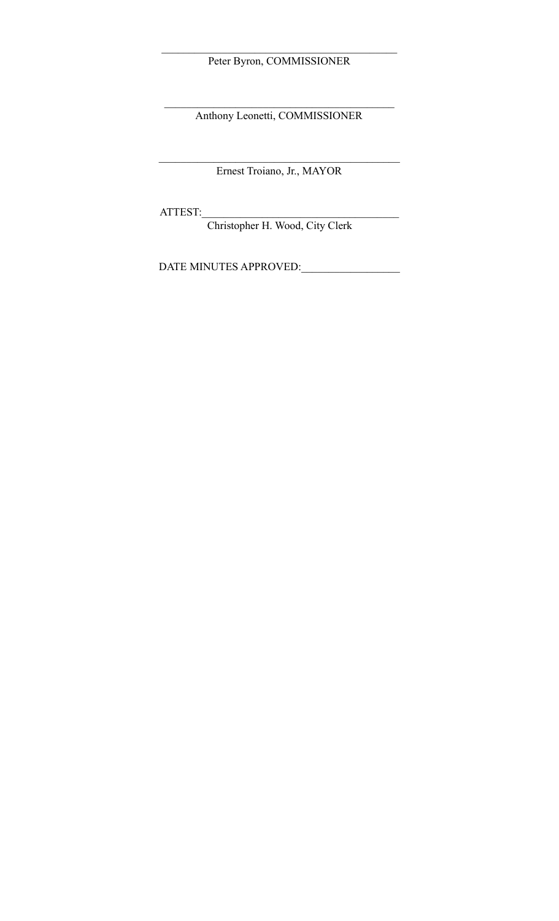\_\_\_\_\_\_\_\_\_\_\_\_\_\_\_\_\_\_\_\_\_\_\_\_\_\_\_\_\_\_\_\_\_\_\_\_\_\_\_\_
Peter Byron, COMMISSIONER

\_\_\_\_\_\_\_\_\_\_\_\_\_\_\_\_\_\_\_\_\_\_\_\_\_\_\_\_\_\_\_\_\_\_\_\_\_\_\_\_
Anthony Leonetti, COMMISSIONER

\_\_\_\_\_\_\_\_\_\_\_\_\_\_\_\_\_\_\_\_\_\_\_\_\_\_\_\_\_\_\_\_\_\_\_\_\_\_\_\_
Ernest Troiano, Jr., MAYOR

ATTEST:\_\_\_\_\_\_\_\_\_\_\_\_\_\_\_\_\_\_\_\_\_\_\_\_\_\_\_\_\_\_\_\_\_\_\_
Christopher H. Wood, City Clerk

DATE MINUTES APPROVED:\_\_\_\_\_\_\_\_\_\_\_\_\_\_\_\_\_\_